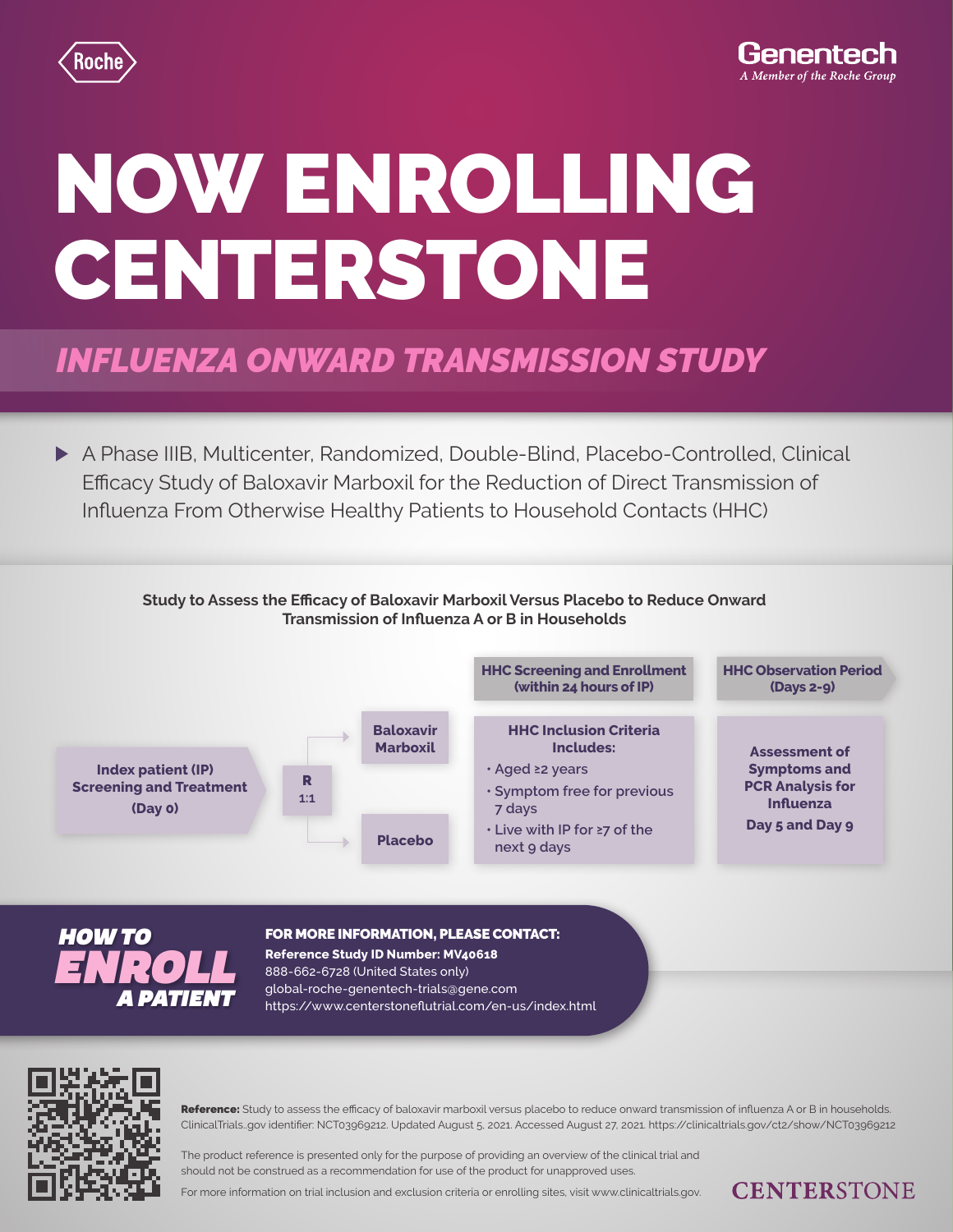Roche

Genentech
*A Member of the Roche Group*

# NOW ENROLLING CENTERSTONE

## *INFLUENZA ONWARD TRANSMISSION STUDY*

- A Phase IIIB, Multicenter, Randomized, Double-Blind, Placebo-Controlled, Clinical Efficacy Study of Baloxavir Marboxil for the Reduction of Direct Transmission of Influenza From Otherwise Healthy Patients to Household Contacts (HHC)

**Study to Assess the Efficacy of Baloxavir Marboxil Versus Placebo to Reduce Onward Transmission of Influenza A or B in Households**

**Index patient (IP) Screening and Treatment (Day 0)** → **R 1:1** → **Baloxavir Marboxil** / **Placebo**

**HHC Screening and Enrollment (within 24 hours of IP)**

**HHC Inclusion Criteria Includes:**
- Aged ≥2 years
- Symptom free for previous 7 days
- Live with IP for ≥7 of the next 9 days

**HHC Observation Period (Days 2-9)**

**Assessment of Symptoms and PCR Analysis for Influenza**
**Day 5 and Day 9**

### *HOW TO ENROLL A PATIENT*

**FOR MORE INFORMATION, PLEASE CONTACT:**
**Reference Study ID Number: MV40618**
888-662-6728 (United States only)
global-roche-genentech-trials@gene.com
https://www.centerstoneflutrial.com/en-us/index.html

**Reference:** Study to assess the efficacy of baloxavir marboxil versus placebo to reduce onward transmission of influenza A or B in households. ClinicalTrials..gov identifier: NCT03969212. Updated August 5, 2021. Accessed August 27, 2021. https://clinicaltrials.gov/ct2/show/NCT03969212

The product reference is presented only for the purpose of providing an overview of the clinical trial and should not be construed as a recommendation for use of the product for unapproved uses.

For more information on trial inclusion and exclusion criteria or enrolling sites, visit www.clinicaltrials.gov.

CENTERSTONE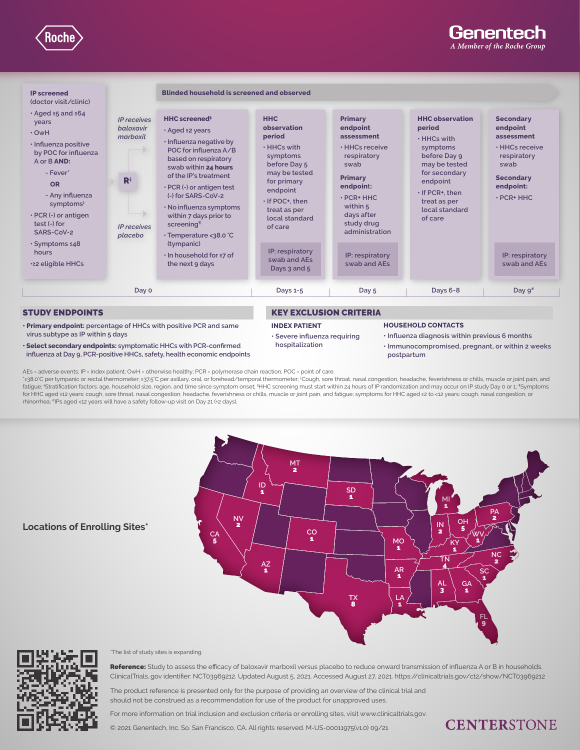Roche

Genentech
*A Member of the Roche Group*

**IP screened**
(doctor visit/clinic)

- Aged ≥5 and ≤64 years
- OwH
- Influenza positive by POC for influenza A or B **AND:**
  - Fever*
  - **OR**
  - Any influenza symptoms†
- PCR (-) or antigen test (-) for SARS-CoV-2
- Symptoms ≤48 hours
- ≥2 eligible HHCs

*IP receives baloxavir marboxil*

**R**‡

*IP receives placebo*

**Blinded household is screened and observed**

**HHC screened**§

- Aged ≥2 years
- Influenza negative by POC for influenza A/B based on respiratory swab within **24 hours** of the IP's treatment
- PCR (-) or antigen test (-) for SARS-CoV-2
- No influenza symptoms within 7 days prior to screening¶
- Temperature <38.0 °C (tympanic)
- In household for ≥7 of the next 9 days

**HHC observation period**

- HHCs with symptoms before Day 5 may be tested for primary endpoint
- If POC+, then treat as per local standard of care

IP: respiratory swab and AEs Days 3 and 5

**Primary endpoint assessment**

- HHCs receive respiratory swab

**Primary endpoint:**

- PCR+ HHC within 5 days after study drug administration

IP: respiratory swab and AEs

**HHC observation period**

- HHCs with symptoms before Day 9 may be tested for secondary endpoint
- If PCR+, then treat as per local standard of care

**Secondary endpoint assessment**

- HHCs receive respiratory swab

**Secondary endpoint:**

- PCR+ HHC

IP: respiratory swab and AEs

Day 0 | Days 1-5 | Day 5 | Days 6-8 | Day 9#

## STUDY ENDPOINTS

- **Primary endpoint:** percentage of HHCs with positive PCR and same virus subtype as IP within 5 days
- **Select secondary endpoints:** symptomatic HHCs with PCR-confirmed influenza at Day 9, PCR-positive HHCs, safety, health economic endpoints

## KEY EXCLUSION CRITERIA

**INDEX PATIENT**

- Severe influenza requiring hospitalization

**HOUSEHOLD CONTACTS**

- Influenza diagnosis within previous 6 months
- Immunocompromised, pregnant, or within 2 weeks postpartum

AEs = adverse events; IP = index patient; OwH = otherwise healthy; PCR = polymerase chain reaction; POC = point of care.
*≥38.0°C per tympanic or rectal thermometer; ≥37.5°C per axillary, oral, or forehead/temporal thermometer; †Cough, sore throat, nasal congestion, headache, feverishness or chills, muscle or joint pain, and fatigue; ‡Stratification factors: age, household size, region, and time since symptom onset; §HHC screening must start within 24 hours of IP randomization and may occur on IP study Day 0 or 1; ¶Symptoms for HHC aged ≥12 years: cough, sore throat, nasal congestion, headache, feverishness or chills, muscle or joint pain, and fatigue; symptoms for HHC aged ≥2 to <12 years: cough, nasal congestion, or rhinorrhea; #IPs aged <12 years will have a safety follow-up visit on Day 21 (±2 days).

## Locations of Enrolling Sites*

MT 2
ID 1
SD 1
NV 2
CA 5
CO 1
AZ 1
TX 8
MI 1
IN 2
OH 5
PA 2
MO 1
KY 1
WV 1
TN 4
NC 2
AR 1
SC 1
AL 3
GA 1
LA 1
FL 9

*The list of study sites is expanding.

**Reference:** Study to assess the efficacy of baloxavir marboxil versus placebo to reduce onward transmission of influenza A or B in households. ClinicalTrials.gov identifier: NCT03969212. Updated August 5, 2021. Accessed August 27, 2021. https://clinicaltrials.gov/ct2/show/NCT03969212

The product reference is presented only for the purpose of providing an overview of the clinical trial and should not be construed as a recommendation for use of the product for unapproved uses.

For more information on trial inclusion and exclusion criteria or enrolling sites, visit www.clinicaltrials.gov.

© 2021 Genentech, Inc. So. San Francisco, CA. All rights reserved. M-US-00011975(v1.0) 09/21

CENTERSTONE